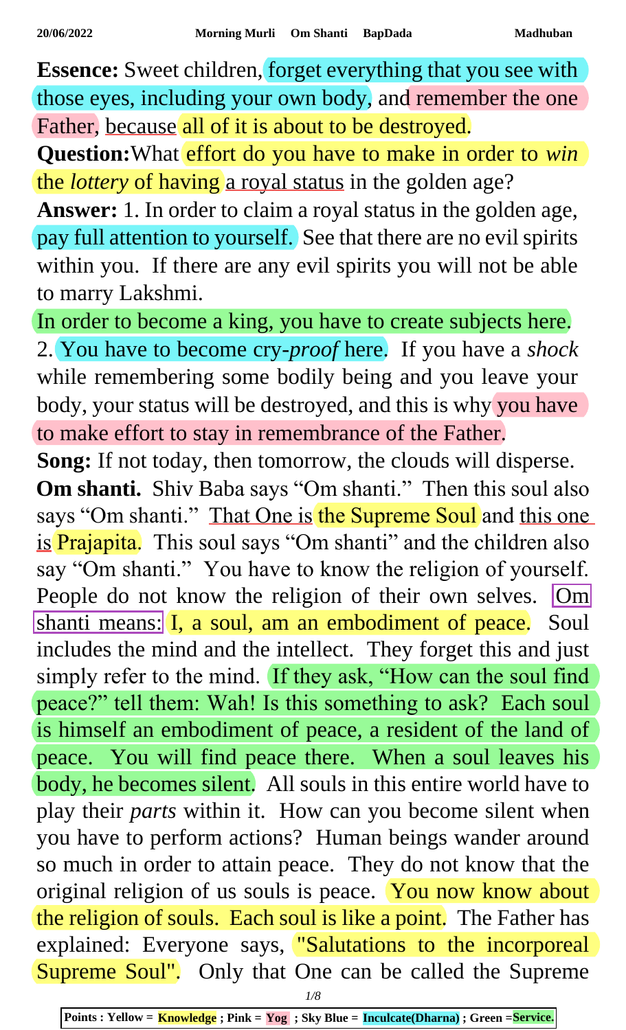**Essence:** Sweet children, forget everything that you see with those eyes, including your own body, and remember the one Father, because all of it is about to be destroyed.

**Question:** What effort do you have to make in order to *win* the *lottery* of having a royal status in the golden age?

**Answer:** 1. In order to claim a royal status in the golden age, pay full attention to yourself. See that there are no evil spirits within you. If there are any evil spirits you will not be able to marry Lakshmi.

In order to become a king, you have to create subjects here.

2. You have to become cry-*proof* here. If you have a *shock* while remembering some bodily being and you leave your body, your status will be destroyed, and this is why you have to make effort to stay in remembrance of the Father.

**Song:** If not today, then tomorrow, the clouds will disperse.

**Om shanti.** Shiv Baba says "Om shanti." Then this soul also says "Om shanti." That One is the Supreme Soul and this one is Prajapita. This soul says "Om shanti" and the children also say "Om shanti." You have to know the religion of yourself. People do not know the religion of their own selves. Om shanti means: I, a soul, am an embodiment of peace. Soul includes the mind and the intellect. They forget this and just simply refer to the mind. If they ask, "How can the soul find peace?" tell them: Wah! Is this something to ask? Each soul is himself an embodiment of peace, a resident of the land of peace. You will find peace there. When a soul leaves his body, he becomes silent. All souls in this entire world have to play their *parts* within it. How can you become silent when you have to perform actions? Human beings wander around so much in order to attain peace. They do not know that the original religion of us souls is peace. You now know about the religion of souls. Each soul is like a point. The Father has explained: Everyone says, "Salutations to the incorporeal Supreme Soul". Only that One can be called the Supreme

Points : Yellow = Knowledge ; Pink = Yog ; Sky Blue = Inculcate(Dharna) ; Green = Service.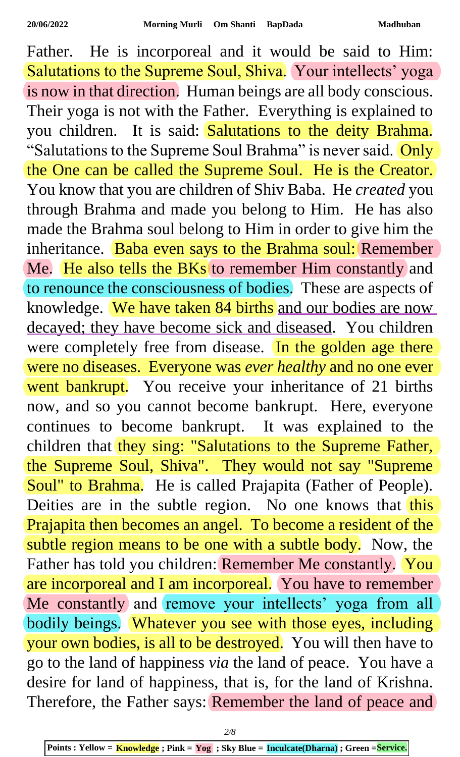Father. He is incorporeal and it would be said to Him: Salutations to the Supreme Soul, Shiva. Your intellects' yoga is now in that direction. Human beings are all body conscious. Their yoga is not with the Father. Everything is explained to you children. It is said: Salutations to the deity Brahma. "Salutations to the Supreme Soul Brahma" is never said. Only the One can be called the Supreme Soul. He is the Creator. You know that you are children of Shiv Baba. He *created* you through Brahma and made you belong to Him. He has also made the Brahma soul belong to Him in order to give him the inheritance. Baba even says to the Brahma soul: Remember Me. He also tells the BKs to remember Him constantly and to renounce the consciousness of bodies. These are aspects of knowledge. We have taken 84 births and our bodies are now decayed; they have become sick and diseased. You children were completely free from disease. In the golden age there were no diseases. Everyone was *ever healthy* and no one ever went bankrupt. You receive your inheritance of 21 births now, and so you cannot become bankrupt. Here, everyone continues to become bankrupt. It was explained to the children that they sing: "Salutations to the Supreme Father, the Supreme Soul, Shiva". They would not say "Supreme Soul" to Brahma. He is called Prajapita (Father of People). Deities are in the subtle region. No one knows that this Prajapita then becomes an angel. To become a resident of the subtle region means to be one with a subtle body. Now, the Father has told you children: Remember Me constantly. You are incorporeal and I am incorporeal. You have to remember Me constantly and remove your intellects' yoga from all bodily beings. Whatever you see with those eyes, including your own bodies, is all to be destroyed. You will then have to go to the land of happiness *via* the land of peace. You have a desire for land of happiness, that is, for the land of Krishna. Therefore, the Father says: Remember the land of peace and

**Points : Yellow = Knowledge ; Pink = Yog ; Sky Blue = Inculcate(Dharna) ; Green =Service.**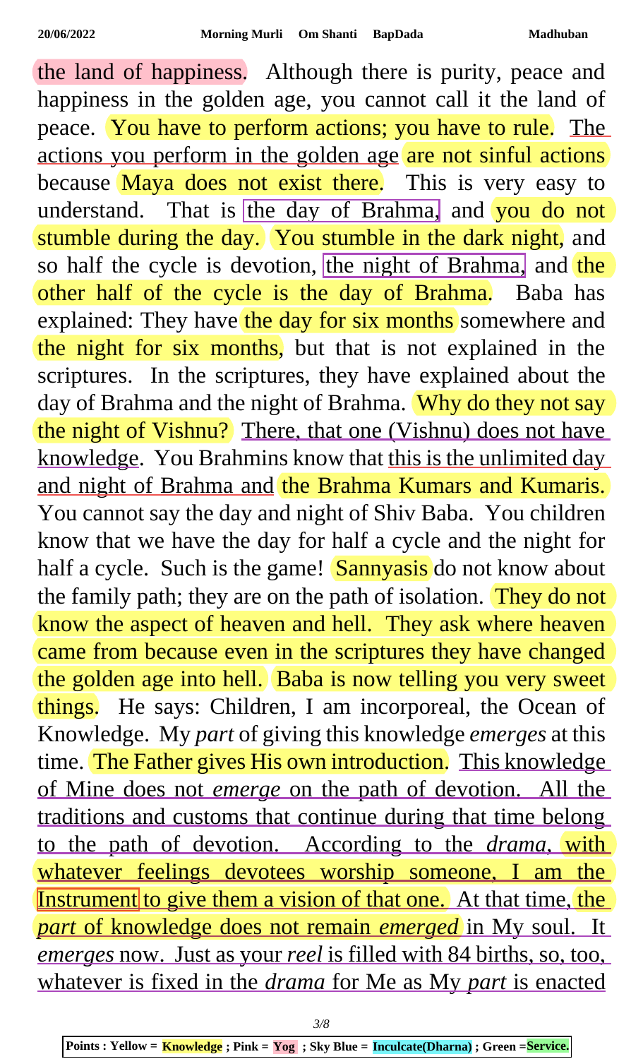the land of happiness. Although there is purity, peace and happiness in the golden age, you cannot call it the land of peace. You have to perform actions; you have to rule. The actions you perform in the golden age are not sinful actions because Maya does not exist there. This is very easy to understand. That is the day of Brahma, and you do not stumble during the day. You stumble in the dark night, and so half the cycle is devotion, the night of Brahma, and the other half of the cycle is the day of Brahma. Baba has explained: They have the day for six months somewhere and the night for six months, but that is not explained in the scriptures. In the scriptures, they have explained about the day of Brahma and the night of Brahma. Why do they not say the night of Vishnu? There, that one (Vishnu) does not have knowledge. You Brahmins know that this is the unlimited day and night of Brahma and the Brahma Kumars and Kumaris. You cannot say the day and night of Shiv Baba. You children know that we have the day for half a cycle and the night for half a cycle. Such is the game! Sannyasis do not know about the family path; they are on the path of isolation. They do not know the aspect of heaven and hell. They ask where heaven came from because even in the scriptures they have changed the golden age into hell. Baba is now telling you very sweet things. He says: Children, I am incorporeal, the Ocean of Knowledge. My *part* of giving this knowledge *emerges* at this time. The Father gives His own introduction. This knowledge of Mine does not *emerge* on the path of devotion. All the traditions and customs that continue during that time belong to the path of devotion. According to the *drama*, with whatever feelings devotees worship someone, I am the Instrument to give them a vision of that one. At that time, the *part* of knowledge does not remain *emerged* in My soul. It *emerges* now. Just as your *reel* is filled with 84 births, so, too, whatever is fixed in the *drama* for Me as My *part* is enacted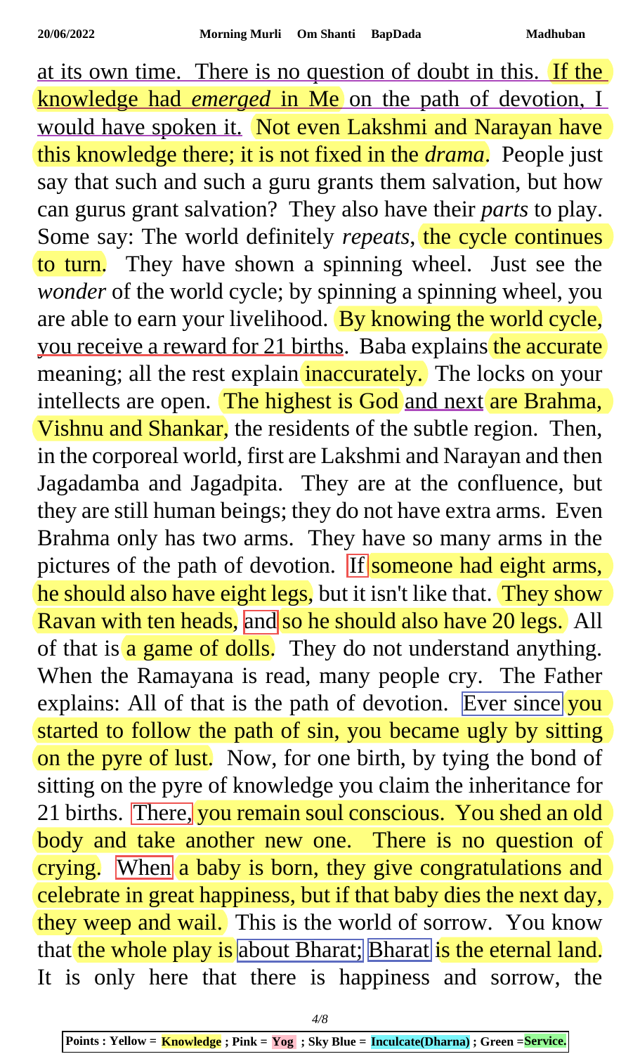at its own time. There is no question of doubt in this. If the knowledge had *emerged* in Me on the path of devotion, I would have spoken it. Not even Lakshmi and Narayan have this knowledge there; it is not fixed in the *drama*. People just say that such and such a guru grants them salvation, but how can gurus grant salvation? They also have their *parts* to play. Some say: The world definitely *repeats*, the cycle continues to turn. They have shown a spinning wheel. Just see the *wonder* of the world cycle; by spinning a spinning wheel, you are able to earn your livelihood. By knowing the world cycle, you receive a reward for 21 births. Baba explains the accurate meaning; all the rest explain inaccurately. The locks on your intellects are open. The highest is God and next are Brahma, Vishnu and Shankar, the residents of the subtle region. Then, in the corporeal world, first are Lakshmi and Narayan and then Jagadamba and Jagadpita. They are at the confluence, but they are still human beings; they do not have extra arms. Even Brahma only has two arms. They have so many arms in the pictures of the path of devotion. If someone had eight arms, he should also have eight legs, but it isn't like that. They show Ravan with ten heads, and so he should also have 20 legs. All of that is a game of dolls. They do not understand anything. When the Ramayana is read, many people cry. The Father explains: All of that is the path of devotion. Ever since you started to follow the path of sin, you became ugly by sitting on the pyre of lust. Now, for one birth, by tying the bond of sitting on the pyre of knowledge you claim the inheritance for 21 births. There, you remain soul conscious. You shed an old body and take another new one. There is no question of crying. When a baby is born, they give congratulations and celebrate in great happiness, but if that baby dies the next day, they weep and wail. This is the world of sorrow. You know that the whole play is about Bharat; Bharat is the eternal land. It is only here that there is happiness and sorrow, the

Points : Yellow = **Knowledge** ; Pink = **Yog** ; Sky Blue = **Inculcate(Dharna)** ; Green =**Service.**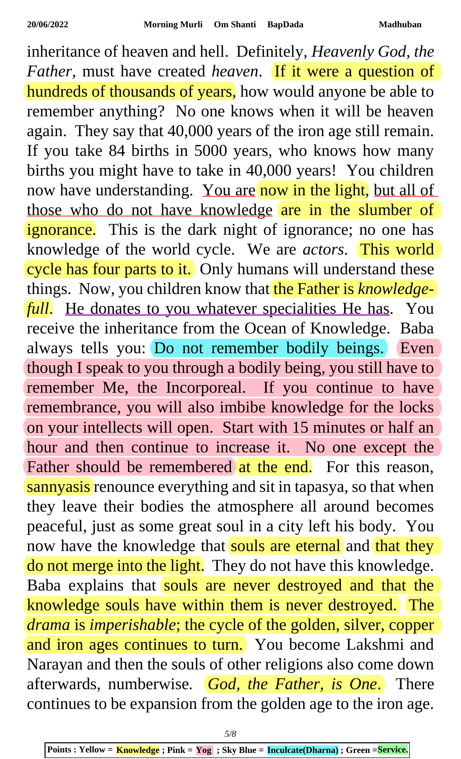inheritance of heaven and hell. Definitely, *Heavenly God, the Father,* must have created *heaven*. If it were a question of hundreds of thousands of years, how would anyone be able to remember anything? No one knows when it will be heaven again. They say that 40,000 years of the iron age still remain. If you take 84 births in 5000 years, who knows how many births you might have to take in 40,000 years! You children now have understanding. You are now in the light, but all of those who do not have knowledge are in the slumber of ignorance. This is the dark night of ignorance; no one has knowledge of the world cycle. We are *actors*. This world cycle has four parts to it. Only humans will understand these things. Now, you children know that the Father is *knowledge-full*. He donates to you whatever specialities He has. You receive the inheritance from the Ocean of Knowledge. Baba always tells you: Do not remember bodily beings. Even though I speak to you through a bodily being, you still have to remember Me, the Incorporeal. If you continue to have remembrance, you will also imbibe knowledge for the locks on your intellects will open. Start with 15 minutes or half an hour and then continue to increase it. No one except the Father should be remembered at the end. For this reason, sannyasis renounce everything and sit in tapasya, so that when they leave their bodies the atmosphere all around becomes peaceful, just as some great soul in a city left his body. You now have the knowledge that souls are eternal and that they do not merge into the light. They do not have this knowledge. Baba explains that souls are never destroyed and that the knowledge souls have within them is never destroyed. The *drama* is *imperishable*; the cycle of the golden, silver, copper and iron ages continues to turn. You become Lakshmi and Narayan and then the souls of other religions also come down afterwards, numberwise. *God, the Father, is One*. There continues to be expansion from the golden age to the iron age.

**Points : Yellow = Knowledge ; Pink = Yog ; Sky Blue = Inculcate(Dharna) ; Green = Service.**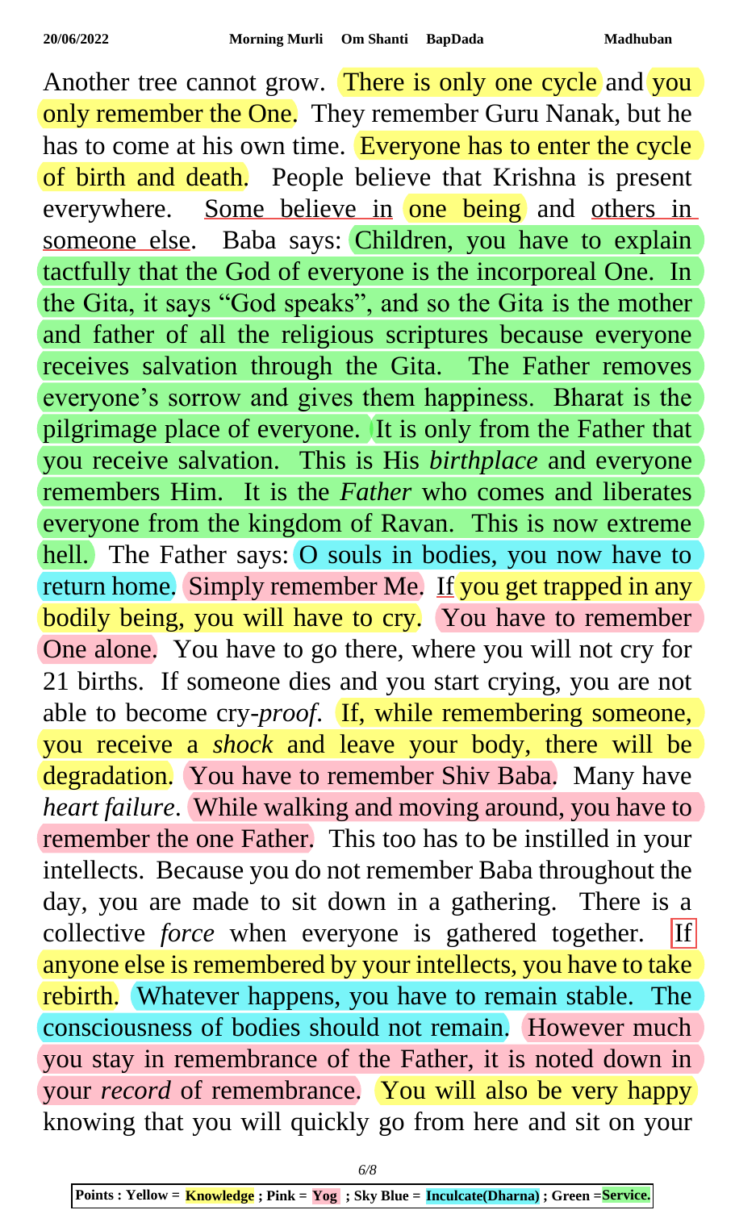Another tree cannot grow. There is only one cycle and you only remember the One. They remember Guru Nanak, but he has to come at his own time. Everyone has to enter the cycle of birth and death. People believe that Krishna is present everywhere. Some believe in one being and others in someone else. Baba says: Children, you have to explain tactfully that the God of everyone is the incorporeal One. In the Gita, it says "God speaks", and so the Gita is the mother and father of all the religious scriptures because everyone receives salvation through the Gita. The Father removes everyone's sorrow and gives them happiness. Bharat is the pilgrimage place of everyone. It is only from the Father that you receive salvation. This is His *birthplace* and everyone remembers Him. It is the *Father* who comes and liberates everyone from the kingdom of Ravan. This is now extreme hell. The Father says: O souls in bodies, you now have to return home. Simply remember Me. If you get trapped in any bodily being, you will have to cry. You have to remember One alone. You have to go there, where you will not cry for 21 births. If someone dies and you start crying, you are not able to become cry-*proof*. If, while remembering someone, you receive a *shock* and leave your body, there will be degradation. You have to remember Shiv Baba. Many have *heart failure*. While walking and moving around, you have to remember the one Father. This too has to be instilled in your intellects. Because you do not remember Baba throughout the day, you are made to sit down in a gathering. There is a collective *force* when everyone is gathered together. If anyone else is remembered by your intellects, you have to take rebirth. Whatever happens, you have to remain stable. The consciousness of bodies should not remain. However much you stay in remembrance of the Father, it is noted down in your *record* of remembrance. You will also be very happy knowing that you will quickly go from here and sit on your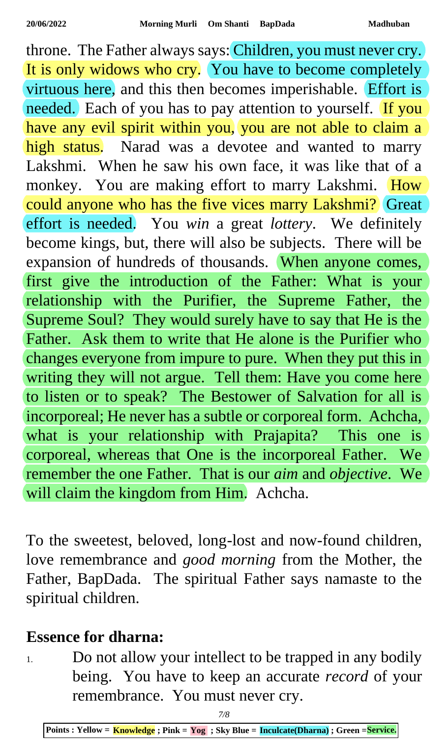throne. The Father always says: Children, you must never cry. It is only widows who cry. You have to become completely virtuous here, and this then becomes imperishable. Effort is needed. Each of you has to pay attention to yourself. If you have any evil spirit within you, you are not able to claim a high status. Narad was a devotee and wanted to marry Lakshmi. When he saw his own face, it was like that of a monkey. You are making effort to marry Lakshmi. How could anyone who has the five vices marry Lakshmi? Great effort is needed. You *win* a great *lottery*. We definitely become kings, but, there will also be subjects. There will be expansion of hundreds of thousands. When anyone comes, first give the introduction of the Father: What is your relationship with the Purifier, the Supreme Father, the Supreme Soul? They would surely have to say that He is the Father. Ask them to write that He alone is the Purifier who changes everyone from impure to pure. When they put this in writing they will not argue. Tell them: Have you come here to listen or to speak? The Bestower of Salvation for all is incorporeal; He never has a subtle or corporeal form. Achcha, what is your relationship with Prajapita? This one is corporeal, whereas that One is the incorporeal Father. We remember the one Father. That is our *aim* and *objective*. We will claim the kingdom from Him. Achcha.

To the sweetest, beloved, long-lost and now-found children, love remembrance and *good morning* from the Mother, the Father, BapDada. The spiritual Father says namaste to the spiritual children.

## Essence for dharna:

1. Do not allow your intellect to be trapped in any bodily being. You have to keep an accurate *record* of your remembrance. You must never cry.

**Points : Yellow = Knowledge ; Pink = Yog ; Sky Blue = Inculcate(Dharna) ; Green = Service.**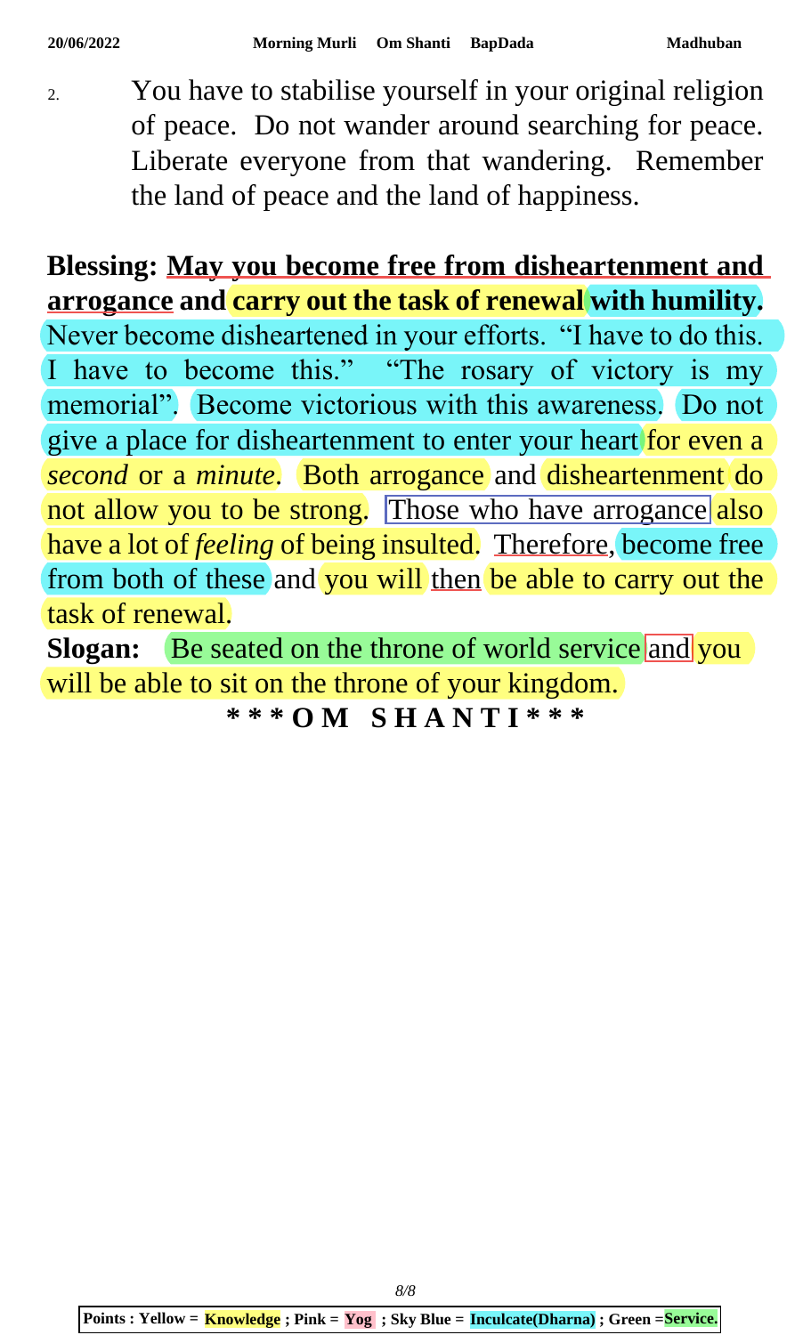2. You have to stabilise yourself in your original religion of peace. Do not wander around searching for peace. Liberate everyone from that wandering. Remember the land of peace and the land of happiness.

**Blessing: May you become free from disheartenment and arrogance and carry out the task of renewal with humility.**

Never become disheartened in your efforts. "I have to do this. I have to become this." "The rosary of victory is my memorial". Become victorious with this awareness. Do not give a place for disheartenment to enter your heart for even a *second* or a *minute*. Both arrogance and disheartenment do not allow you to be strong. Those who have arrogance also have a lot of *feeling* of being insulted. Therefore, become free from both of these and you will then be able to carry out the task of renewal.

**Slogan:** Be seated on the throne of world service and you will be able to sit on the throne of your kingdom.

**\* \* \* O M S H A N T I \* \* \***

**Points : Yellow = Knowledge ; Pink = Yog ; Sky Blue = Inculcate(Dharna) ; Green = Service.**